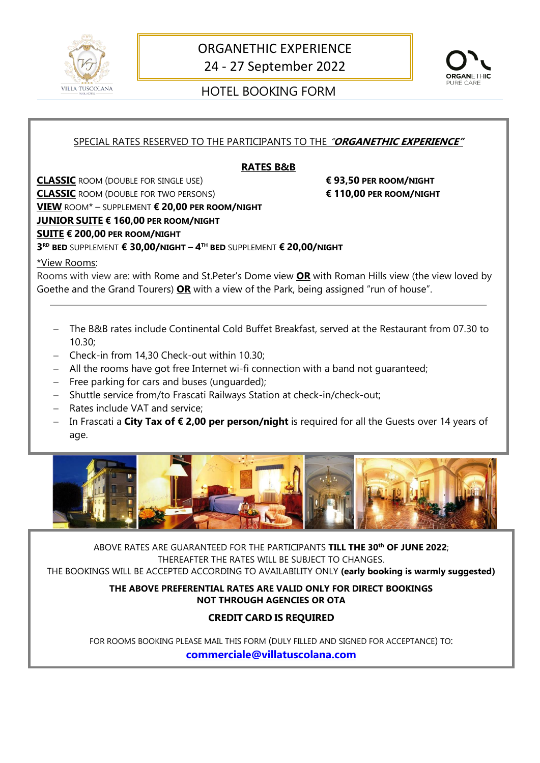# ORGANETHIC EXPERIENCE

24 - 27 September 2022

## HOTEL BOOKING FORM

SPECIAL RATES RESERVED TO THE PARTICIPANTS TO THE *"**ORGANETHIC EXPERIENCE**"*

**RATES B&B**

**CLASSIC** ROOM (DOUBLE FOR SINGLE USE) **€ 93,50 PER ROOM/NIGHT**
**CLASSIC** ROOM (DOUBLE FOR TWO PERSONS) **€ 110,00 PER ROOM/NIGHT**
**VIEW** ROOM* – SUPPLEMENT **€ 20,00 PER ROOM/NIGHT**
**JUNIOR SUITE € 160,00 PER ROOM/NIGHT**
**SUITE € 200,00 PER ROOM/NIGHT**
**3RD BED** SUPPLEMENT **€ 30,00/NIGHT – 4TH BED** SUPPLEMENT **€ 20,00/NIGHT**

*View Rooms:
Rooms with view are: with Rome and St.Peter's Dome view **OR** with Roman Hills view (the view loved by Goethe and the Grand Tourers) **OR** with a view of the Park, being assigned "run of house".

---

- The B&B rates include Continental Cold Buffet Breakfast, served at the Restaurant from 07.30 to 10.30;
- Check-in from 14,30 Check-out within 10.30;
- All the rooms have got free Internet wi-fi connection with a band not guaranteed;
- Free parking for cars and buses (unguarded);
- Shuttle service from/to Frascati Railways Station at check-in/check-out;
- Rates include VAT and service;
- In Frascati a **City Tax of € 2,00 per person/night** is required for all the Guests over 14 years of age.

ABOVE RATES ARE GUARANTEED FOR THE PARTICIPANTS **TILL THE 30th OF JUNE 2022**;
THEREAFTER THE RATES WILL BE SUBJECT TO CHANGES.
THE BOOKINGS WILL BE ACCEPTED ACCORDING TO AVAILABILITY ONLY **(early booking is warmly suggested)**

**THE ABOVE PREFERENTIAL RATES ARE VALID ONLY FOR DIRECT BOOKINGS NOT THROUGH AGENCIES OR OTA**

**CREDIT CARD IS REQUIRED**

FOR ROOMS BOOKING PLEASE MAIL THIS FORM (DULY FILLED AND SIGNED FOR ACCEPTANCE) TO:
**commerciale@villatuscolana.com**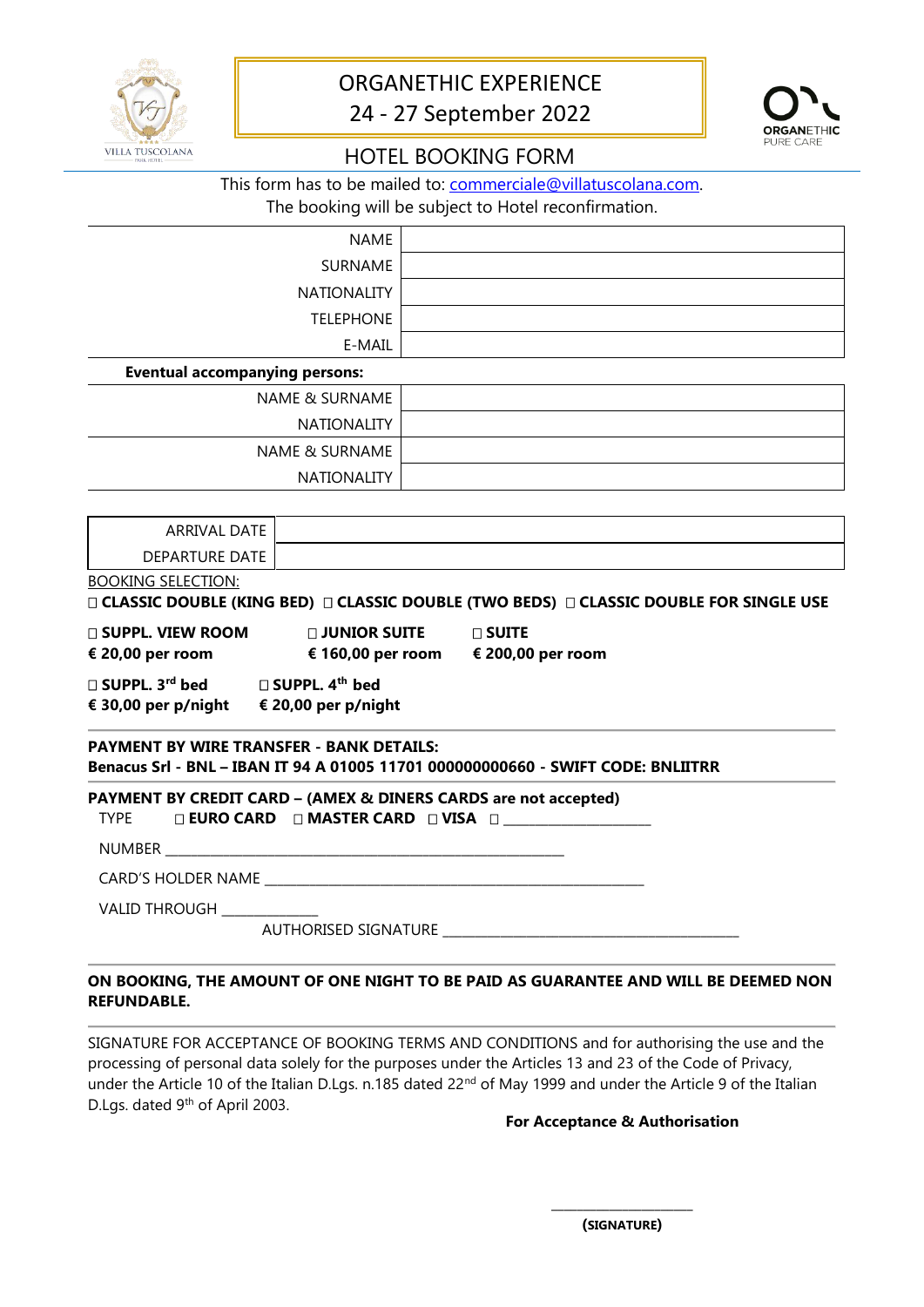# ORGANETHIC EXPERIENCE

## 24 - 27 September 2022

## HOTEL BOOKING FORM

This form has to be mailed to: commerciale@villatuscolana.com.
The booking will be subject to Hotel reconfirmation.

| | |
|---|---|
| NAME | |
| SURNAME | |
| NATIONALITY | |
| TELEPHONE | |
| E-MAIL | |

**Eventual accompanying persons:**

| | |
|---|---|
| NAME & SURNAME | |
| NATIONALITY | |
| NAME & SURNAME | |
| NATIONALITY | |

| | |
|---|---|
| ARRIVAL DATE | |
| DEPARTURE DATE | |

BOOKING SELECTION:

**☐ CLASSIC DOUBLE (KING BED) ☐ CLASSIC DOUBLE (TWO BEDS) ☐ CLASSIC DOUBLE FOR SINGLE USE**

**☐ SUPPL. VIEW ROOM** **€ 20,00 per room**

**☐ JUNIOR SUITE** **€ 160,00 per room**

**☐ SUITE** **€ 200,00 per room**

**☐ SUPPL. 3rd bed** **€ 30,00 per p/night**

**☐ SUPPL. 4th bed** **€ 20,00 per p/night**

**PAYMENT BY WIRE TRANSFER - BANK DETAILS:**
**Benacus Srl - BNL – IBAN IT 94 A 01005 11701 000000000660 - SWIFT CODE: BNLIITRR**

**PAYMENT BY CREDIT CARD – (AMEX & DINERS CARDS are not accepted)**

TYPE **☐ EURO CARD ☐ MASTER CARD ☐ VISA** ☐ ____________________

NUMBER ____________________________________________________________

CARD'S HOLDER NAME ________________________________________________________

VALID THROUGH _____________

AUTHORISED SIGNATURE __________________________________________

**ON BOOKING, THE AMOUNT OF ONE NIGHT TO BE PAID AS GUARANTEE AND WILL BE DEEMED NON REFUNDABLE.**

SIGNATURE FOR ACCEPTANCE OF BOOKING TERMS AND CONDITIONS and for authorising the use and the processing of personal data solely for the purposes under the Articles 13 and 23 of the Code of Privacy, under the Article 10 of the Italian D.Lgs. n.185 dated 22nd of May 1999 and under the Article 9 of the Italian D.Lgs. dated 9th of April 2003.

**For Acceptance & Authorisation**

____________________

**(SIGNATURE)**